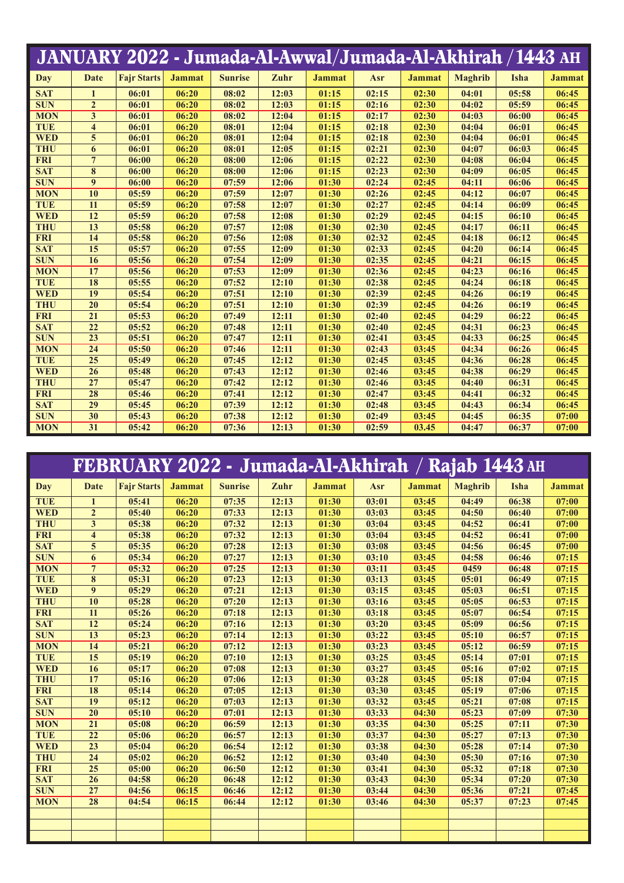## JANUARY 2022 - Jumada-Al-Awwal/Jumada-Al-Akhirah /1443 AH

| Day | Date | Fajr Starts | Jammat | Sunrise | Zuhr | Jammat | Asr | Jammat | Maghrib | Isha | Jammat |
|---|---|---|---|---|---|---|---|---|---|---|---|
| SAT | 1 | 06:01 | 06:20 | 08:02 | 12:03 | 01:15 | 02:15 | 02:30 | 04:01 | 05:58 | 06:45 |
| SUN | 2 | 06:01 | 06:20 | 08:02 | 12:03 | 01:15 | 02:16 | 02:30 | 04:02 | 05:59 | 06:45 |
| MON | 3 | 06:01 | 06:20 | 08:02 | 12:04 | 01:15 | 02:17 | 02:30 | 04:03 | 06:00 | 06:45 |
| TUE | 4 | 06:01 | 06:20 | 08:01 | 12:04 | 01:15 | 02:18 | 02:30 | 04:04 | 06:01 | 06:45 |
| WED | 5 | 06:01 | 06:20 | 08:01 | 12:04 | 01:15 | 02:18 | 02:30 | 04:04 | 06:01 | 06:45 |
| THU | 6 | 06:01 | 06:20 | 08:01 | 12:05 | 01:15 | 02:21 | 02:30 | 04:07 | 06:03 | 06:45 |
| FRI | 7 | 06:00 | 06:20 | 08:00 | 12:06 | 01:15 | 02:22 | 02:30 | 04:08 | 06:04 | 06:45 |
| SAT | 8 | 06:00 | 06:20 | 08:00 | 12:06 | 01:15 | 02:23 | 02:30 | 04:09 | 06:05 | 06:45 |
| SUN | 9 | 06:00 | 06:20 | 07:59 | 12:06 | 01:30 | 02:24 | 02:45 | 04:11 | 06:06 | 06:45 |
| MON | 10 | 05:59 | 06:20 | 07:59 | 12:07 | 01:30 | 02:26 | 02:45 | 04:12 | 06:07 | 06:45 |
| TUE | 11 | 05:59 | 06:20 | 07:58 | 12:07 | 01:30 | 02:27 | 02:45 | 04:14 | 06:09 | 06:45 |
| WED | 12 | 05:59 | 06:20 | 07:58 | 12:08 | 01:30 | 02:29 | 02:45 | 04:15 | 06:10 | 06:45 |
| THU | 13 | 05:58 | 06:20 | 07:57 | 12:08 | 01:30 | 02:30 | 02:45 | 04:17 | 06:11 | 06:45 |
| FRI | 14 | 05:58 | 06:20 | 07:56 | 12:08 | 01:30 | 02:32 | 02:45 | 04:18 | 06:12 | 06:45 |
| SAT | 15 | 05:57 | 06:20 | 07:55 | 12:09 | 01:30 | 02:33 | 02:45 | 04:20 | 06:14 | 06:45 |
| SUN | 16 | 05:56 | 06:20 | 07:54 | 12:09 | 01:30 | 02:35 | 02:45 | 04:21 | 06:15 | 06:45 |
| MON | 17 | 05:56 | 06:20 | 07:53 | 12:09 | 01:30 | 02:36 | 02:45 | 04:23 | 06:16 | 06:45 |
| TUE | 18 | 05:55 | 06:20 | 07:52 | 12:10 | 01:30 | 02:38 | 02:45 | 04:24 | 06:18 | 06:45 |
| WED | 19 | 05:54 | 06:20 | 07:51 | 12:10 | 01:30 | 02:39 | 02:45 | 04:26 | 06:19 | 06:45 |
| THU | 20 | 05:54 | 06:20 | 07:51 | 12:10 | 01:30 | 02:39 | 02:45 | 04:26 | 06:19 | 06:45 |
| FRI | 21 | 05:53 | 06:20 | 07:49 | 12:11 | 01:30 | 02:40 | 02:45 | 04:29 | 06:22 | 06:45 |
| SAT | 22 | 05:52 | 06:20 | 07:48 | 12:11 | 01:30 | 02:40 | 02:45 | 04:31 | 06:23 | 06:45 |
| SUN | 23 | 05:51 | 06:20 | 07:47 | 12:11 | 01:30 | 02:41 | 03:45 | 04:33 | 06:25 | 06:45 |
| MON | 24 | 05:50 | 06:20 | 07:46 | 12:11 | 01:30 | 02:43 | 03:45 | 04:34 | 06:26 | 06:45 |
| TUE | 25 | 05:49 | 06:20 | 07:45 | 12:12 | 01:30 | 02:45 | 03:45 | 04:36 | 06:28 | 06:45 |
| WED | 26 | 05:48 | 06:20 | 07:43 | 12:12 | 01:30 | 02:46 | 03:45 | 04:38 | 06:29 | 06:45 |
| THU | 27 | 05:47 | 06:20 | 07:42 | 12:12 | 01:30 | 02:46 | 03:45 | 04:40 | 06:31 | 06:45 |
| FRI | 28 | 05:46 | 06:20 | 07:41 | 12:12 | 01:30 | 02:47 | 03:45 | 04:41 | 06:32 | 06:45 |
| SAT | 29 | 05:45 | 06:20 | 07:39 | 12:12 | 01:30 | 02:48 | 03:45 | 04:43 | 06:34 | 06:45 |
| SUN | 30 | 05:43 | 06:20 | 07:38 | 12:12 | 01:30 | 02:49 | 03:45 | 04:45 | 06:35 | 07:00 |
| MON | 31 | 05:42 | 06:20 | 07:36 | 12:13 | 01:30 | 02:59 | 03.45 | 04:47 | 06:37 | 07:00 |

## FEBRUARY 2022 - Jumada-Al-Akhirah / Rajab 1443 AH

| Day | Date | Fajr Starts | Jammat | Sunrise | Zuhr | Jammat | Asr | Jammat | Maghrib | Isha | Jammat |
|---|---|---|---|---|---|---|---|---|---|---|---|
| TUE | 1 | 05:41 | 06:20 | 07:35 | 12:13 | 01:30 | 03:01 | 03:45 | 04:49 | 06:38 | 07:00 |
| WED | 2 | 05:40 | 06:20 | 07:33 | 12:13 | 01:30 | 03:03 | 03:45 | 04:50 | 06:40 | 07:00 |
| THU | 3 | 05:38 | 06:20 | 07:32 | 12:13 | 01:30 | 03:04 | 03:45 | 04:52 | 06:41 | 07:00 |
| FRI | 4 | 05:38 | 06:20 | 07:32 | 12:13 | 01:30 | 03:04 | 03:45 | 04:52 | 06:41 | 07:00 |
| SAT | 5 | 05:35 | 06:20 | 07:28 | 12:13 | 01:30 | 03:08 | 03:45 | 04:56 | 06:45 | 07:00 |
| SUN | 6 | 05:34 | 06:20 | 07:27 | 12:13 | 01:30 | 03:10 | 03:45 | 04:58 | 06:46 | 07:15 |
| MON | 7 | 05:32 | 06:20 | 07:25 | 12:13 | 01:30 | 03:11 | 03:45 | 0459 | 06:48 | 07:15 |
| TUE | 8 | 05:31 | 06:20 | 07:23 | 12:13 | 01:30 | 03:13 | 03:45 | 05:01 | 06:49 | 07:15 |
| WED | 9 | 05:29 | 06:20 | 07:21 | 12:13 | 01:30 | 03:15 | 03:45 | 05:03 | 06:51 | 07:15 |
| THU | 10 | 05:28 | 06:20 | 07:20 | 12:13 | 01:30 | 03:16 | 03:45 | 05:05 | 06:53 | 07:15 |
| FRI | 11 | 05:26 | 06:20 | 07:18 | 12:13 | 01:30 | 03:18 | 03:45 | 05:07 | 06:54 | 07:15 |
| SAT | 12 | 05:24 | 06:20 | 07:16 | 12:13 | 01:30 | 03:20 | 03:45 | 05:09 | 06:56 | 07:15 |
| SUN | 13 | 05:23 | 06:20 | 07:14 | 12:13 | 01:30 | 03:22 | 03:45 | 05:10 | 06:57 | 07:15 |
| MON | 14 | 05:21 | 06:20 | 07:12 | 12:13 | 01:30 | 03:23 | 03:45 | 05:12 | 06:59 | 07:15 |
| TUE | 15 | 05:19 | 06:20 | 07:10 | 12:13 | 01:30 | 03:25 | 03:45 | 05:14 | 07:01 | 07:15 |
| WED | 16 | 05:17 | 06:20 | 07:08 | 12:13 | 01:30 | 03:27 | 03:45 | 05:16 | 07:02 | 07:15 |
| THU | 17 | 05:16 | 06:20 | 07:06 | 12:13 | 01:30 | 03:28 | 03:45 | 05:18 | 07:04 | 07:15 |
| FRI | 18 | 05:14 | 06:20 | 07:05 | 12:13 | 01:30 | 03:30 | 03:45 | 05:19 | 07:06 | 07:15 |
| SAT | 19 | 05:12 | 06:20 | 07:03 | 12:13 | 01:30 | 03:32 | 03:45 | 05:21 | 07:08 | 07:15 |
| SUN | 20 | 05:10 | 06:20 | 07:01 | 12:13 | 01:30 | 03:33 | 04:30 | 05:23 | 07:09 | 07:30 |
| MON | 21 | 05:08 | 06:20 | 06:59 | 12:13 | 01:30 | 03:35 | 04:30 | 05:25 | 07:11 | 07:30 |
| TUE | 22 | 05:06 | 06:20 | 06:57 | 12:13 | 01:30 | 03:37 | 04:30 | 05:27 | 07:13 | 07:30 |
| WED | 23 | 05:04 | 06:20 | 06:54 | 12:12 | 01:30 | 03:38 | 04:30 | 05:28 | 07:14 | 07:30 |
| THU | 24 | 05:02 | 06:20 | 06:52 | 12:12 | 01:30 | 03:40 | 04:30 | 05:30 | 07:16 | 07:30 |
| FRI | 25 | 05:00 | 06:20 | 06:50 | 12:12 | 01:30 | 03:41 | 04:30 | 05:32 | 07:18 | 07:30 |
| SAT | 26 | 04:58 | 06:20 | 06:48 | 12:12 | 01:30 | 03:43 | 04:30 | 05:34 | 07:20 | 07:30 |
| SUN | 27 | 04:56 | 06:15 | 06:46 | 12:12 | 01:30 | 03:44 | 04:30 | 05:36 | 07:21 | 07:45 |
| MON | 28 | 04:54 | 06:15 | 06:44 | 12:12 | 01:30 | 03:46 | 04:30 | 05:37 | 07:23 | 07:45 |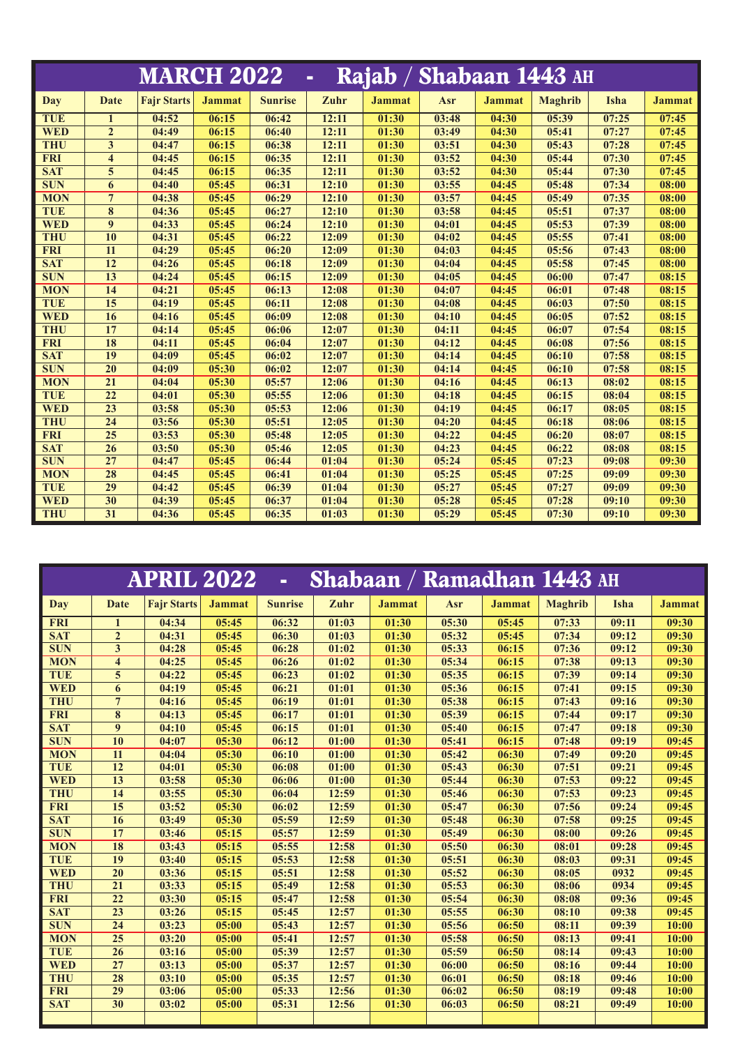## MARCH 2022 - Rajab / Shabaan 1443 AH

| Day | Date | Fajr Starts | Jammat | Sunrise | Zuhr | Jammat | Asr | Jammat | Maghrib | Isha | Jammat |
|---|---|---|---|---|---|---|---|---|---|---|---|
| TUE | 1 | 04:52 | 06:15 | 06:42 | 12:11 | 01:30 | 03:48 | 04:30 | 05:39 | 07:25 | 07:45 |
| WED | 2 | 04:49 | 06:15 | 06:40 | 12:11 | 01:30 | 03:49 | 04:30 | 05:41 | 07:27 | 07:45 |
| THU | 3 | 04:47 | 06:15 | 06:38 | 12:11 | 01:30 | 03:51 | 04:30 | 05:43 | 07:28 | 07:45 |
| FRI | 4 | 04:45 | 06:15 | 06:35 | 12:11 | 01:30 | 03:52 | 04:30 | 05:44 | 07:30 | 07:45 |
| SAT | 5 | 04:45 | 06:15 | 06:35 | 12:11 | 01:30 | 03:52 | 04:30 | 05:44 | 07:30 | 07:45 |
| SUN | 6 | 04:40 | 05:45 | 06:31 | 12:10 | 01:30 | 03:55 | 04:45 | 05:48 | 07:34 | 08:00 |
| MON | 7 | 04:38 | 05:45 | 06:29 | 12:10 | 01:30 | 03:57 | 04:45 | 05:49 | 07:35 | 08:00 |
| TUE | 8 | 04:36 | 05:45 | 06:27 | 12:10 | 01:30 | 03:58 | 04:45 | 05:51 | 07:37 | 08:00 |
| WED | 9 | 04:33 | 05:45 | 06:24 | 12:10 | 01:30 | 04:01 | 04:45 | 05:53 | 07:39 | 08:00 |
| THU | 10 | 04:31 | 05:45 | 06:22 | 12:09 | 01:30 | 04:02 | 04:45 | 05:55 | 07:41 | 08:00 |
| FRI | 11 | 04:29 | 05:45 | 06:20 | 12:09 | 01:30 | 04:03 | 04:45 | 05:56 | 07:43 | 08:00 |
| SAT | 12 | 04:26 | 05:45 | 06:18 | 12:09 | 01:30 | 04:04 | 04:45 | 05:58 | 07:45 | 08:00 |
| SUN | 13 | 04:24 | 05:45 | 06:15 | 12:09 | 01:30 | 04:05 | 04:45 | 06:00 | 07:47 | 08:15 |
| MON | 14 | 04:21 | 05:45 | 06:13 | 12:08 | 01:30 | 04:07 | 04:45 | 06:01 | 07:48 | 08:15 |
| TUE | 15 | 04:19 | 05:45 | 06:11 | 12:08 | 01:30 | 04:08 | 04:45 | 06:03 | 07:50 | 08:15 |
| WED | 16 | 04:16 | 05:45 | 06:09 | 12:08 | 01:30 | 04:10 | 04:45 | 06:05 | 07:52 | 08:15 |
| THU | 17 | 04:14 | 05:45 | 06:06 | 12:07 | 01:30 | 04:11 | 04:45 | 06:07 | 07:54 | 08:15 |
| FRI | 18 | 04:11 | 05:45 | 06:04 | 12:07 | 01:30 | 04:12 | 04:45 | 06:08 | 07:56 | 08:15 |
| SAT | 19 | 04:09 | 05:45 | 06:02 | 12:07 | 01:30 | 04:14 | 04:45 | 06:10 | 07:58 | 08:15 |
| SUN | 20 | 04:09 | 05:30 | 06:02 | 12:07 | 01:30 | 04:14 | 04:45 | 06:10 | 07:58 | 08:15 |
| MON | 21 | 04:04 | 05:30 | 05:57 | 12:06 | 01:30 | 04:16 | 04:45 | 06:13 | 08:02 | 08:15 |
| TUE | 22 | 04:01 | 05:30 | 05:55 | 12:06 | 01:30 | 04:18 | 04:45 | 06:15 | 08:04 | 08:15 |
| WED | 23 | 03:58 | 05:30 | 05:53 | 12:06 | 01:30 | 04:19 | 04:45 | 06:17 | 08:05 | 08:15 |
| THU | 24 | 03:56 | 05:30 | 05:51 | 12:05 | 01:30 | 04:20 | 04:45 | 06:18 | 08:06 | 08:15 |
| FRI | 25 | 03:53 | 05:30 | 05:48 | 12:05 | 01:30 | 04:22 | 04:45 | 06:20 | 08:07 | 08:15 |
| SAT | 26 | 03:50 | 05:30 | 05:46 | 12:05 | 01:30 | 04:23 | 04:45 | 06:22 | 08:08 | 08:15 |
| SUN | 27 | 04:47 | 05:45 | 06:44 | 01:04 | 01:30 | 05:24 | 05:45 | 07:23 | 09:08 | 09:30 |
| MON | 28 | 04:45 | 05:45 | 06:41 | 01:04 | 01:30 | 05:25 | 05:45 | 07:25 | 09:09 | 09:30 |
| TUE | 29 | 04:42 | 05:45 | 06:39 | 01:04 | 01:30 | 05:27 | 05:45 | 07:27 | 09:09 | 09:30 |
| WED | 30 | 04:39 | 05:45 | 06:37 | 01:04 | 01:30 | 05:28 | 05:45 | 07:28 | 09:10 | 09:30 |
| THU | 31 | 04:36 | 05:45 | 06:35 | 01:03 | 01:30 | 05:29 | 05:45 | 07:30 | 09:10 | 09:30 |

## APRIL 2022 - Shabaan / Ramadhan 1443 AH

| Day | Date | Fajr Starts | Jammat | Sunrise | Zuhr | Jammat | Asr | Jammat | Maghrib | Isha | Jammat |
|---|---|---|---|---|---|---|---|---|---|---|---|
| FRI | 1 | 04:34 | 05:45 | 06:32 | 01:03 | 01:30 | 05:30 | 05:45 | 07:33 | 09:11 | 09:30 |
| SAT | 2 | 04:31 | 05:45 | 06:30 | 01:03 | 01:30 | 05:32 | 05:45 | 07:34 | 09:12 | 09:30 |
| SUN | 3 | 04:28 | 05:45 | 06:28 | 01:02 | 01:30 | 05:33 | 06:15 | 07:36 | 09:12 | 09:30 |
| MON | 4 | 04:25 | 05:45 | 06:26 | 01:02 | 01:30 | 05:34 | 06:15 | 07:38 | 09:13 | 09:30 |
| TUE | 5 | 04:22 | 05:45 | 06:23 | 01:02 | 01:30 | 05:35 | 06:15 | 07:39 | 09:14 | 09:30 |
| WED | 6 | 04:19 | 05:45 | 06:21 | 01:01 | 01:30 | 05:36 | 06:15 | 07:41 | 09:15 | 09:30 |
| THU | 7 | 04:16 | 05:45 | 06:19 | 01:01 | 01:30 | 05:38 | 06:15 | 07:43 | 09:16 | 09:30 |
| FRI | 8 | 04:13 | 05:45 | 06:17 | 01:01 | 01:30 | 05:39 | 06:15 | 07:44 | 09:17 | 09:30 |
| SAT | 9 | 04:10 | 05:45 | 06:15 | 01:01 | 01:30 | 05:40 | 06:15 | 07:47 | 09:18 | 09:30 |
| SUN | 10 | 04:07 | 05:30 | 06:12 | 01:00 | 01:30 | 05:41 | 06:15 | 07:48 | 09:19 | 09:45 |
| MON | 11 | 04:04 | 05:30 | 06:10 | 01:00 | 01:30 | 05:42 | 06:30 | 07:49 | 09:20 | 09:45 |
| TUE | 12 | 04:01 | 05:30 | 06:08 | 01:00 | 01:30 | 05:43 | 06:30 | 07:51 | 09:21 | 09:45 |
| WED | 13 | 03:58 | 05:30 | 06:06 | 01:00 | 01:30 | 05:44 | 06:30 | 07:53 | 09:22 | 09:45 |
| THU | 14 | 03:55 | 05:30 | 06:04 | 12:59 | 01:30 | 05:46 | 06:30 | 07:53 | 09:23 | 09:45 |
| FRI | 15 | 03:52 | 05:30 | 06:02 | 12:59 | 01:30 | 05:47 | 06:30 | 07:56 | 09:24 | 09:45 |
| SAT | 16 | 03:49 | 05:30 | 05:59 | 12:59 | 01:30 | 05:48 | 06:30 | 07:58 | 09:25 | 09:45 |
| SUN | 17 | 03:46 | 05:15 | 05:57 | 12:59 | 01:30 | 05:49 | 06:30 | 08:00 | 09:26 | 09:45 |
| MON | 18 | 03:43 | 05:15 | 05:55 | 12:58 | 01:30 | 05:50 | 06:30 | 08:01 | 09:28 | 09:45 |
| TUE | 19 | 03:40 | 05:15 | 05:53 | 12:58 | 01:30 | 05:51 | 06:30 | 08:03 | 09:31 | 09:45 |
| WED | 20 | 03:36 | 05:15 | 05:51 | 12:58 | 01:30 | 05:52 | 06:30 | 08:05 | 0932 | 09:45 |
| THU | 21 | 03:33 | 05:15 | 05:49 | 12:58 | 01:30 | 05:53 | 06:30 | 08:06 | 0934 | 09:45 |
| FRI | 22 | 03:30 | 05:15 | 05:47 | 12:58 | 01:30 | 05:54 | 06:30 | 08:08 | 09:36 | 09:45 |
| SAT | 23 | 03:26 | 05:15 | 05:45 | 12:57 | 01:30 | 05:55 | 06:30 | 08:10 | 09:38 | 09:45 |
| SUN | 24 | 03:23 | 05:00 | 05:43 | 12:57 | 01:30 | 05:56 | 06:50 | 08:11 | 09:39 | 10:00 |
| MON | 25 | 03:20 | 05:00 | 05:41 | 12:57 | 01:30 | 05:58 | 06:50 | 08:13 | 09:41 | 10:00 |
| TUE | 26 | 03:16 | 05:00 | 05:39 | 12:57 | 01:30 | 05:59 | 06:50 | 08:14 | 09:43 | 10:00 |
| WED | 27 | 03:13 | 05:00 | 05:37 | 12:57 | 01:30 | 06:00 | 06:50 | 08:16 | 09:44 | 10:00 |
| THU | 28 | 03:10 | 05:00 | 05:35 | 12:57 | 01:30 | 06:01 | 06:50 | 08:18 | 09:46 | 10:00 |
| FRI | 29 | 03:06 | 05:00 | 05:33 | 12:56 | 01:30 | 06:02 | 06:50 | 08:19 | 09:48 | 10:00 |
| SAT | 30 | 03:02 | 05:00 | 05:31 | 12:56 | 01:30 | 06:03 | 06:50 | 08:21 | 09:49 | 10:00 |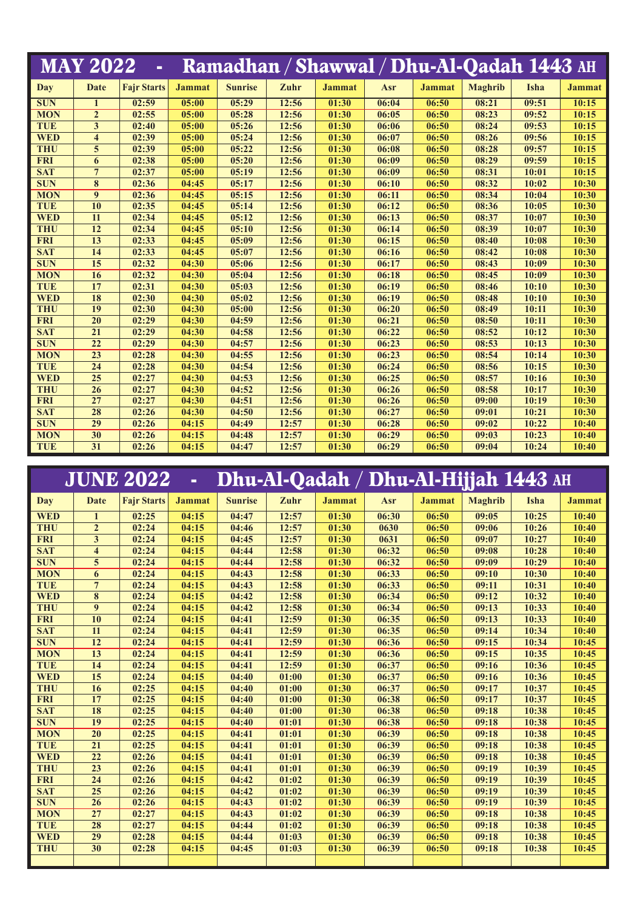## MAY 2022 - Ramadhan / Shawwal / Dhu-Al-Qadah 1443 AH

| Day | Date | Fajr Starts | Jammat | Sunrise | Zuhr | Jammat | Asr | Jammat | Maghrib | Isha | Jammat |
|---|---|---|---|---|---|---|---|---|---|---|---|
| SUN | 1 | 02:59 | 05:00 | 05:29 | 12:56 | 01:30 | 06:04 | 06:50 | 08:21 | 09:51 | 10:15 |
| MON | 2 | 02:55 | 05:00 | 05:28 | 12:56 | 01:30 | 06:05 | 06:50 | 08:23 | 09:52 | 10:15 |
| TUE | 3 | 02:40 | 05:00 | 05:26 | 12:56 | 01:30 | 06:06 | 06:50 | 08:24 | 09:53 | 10:15 |
| WED | 4 | 02:39 | 05:00 | 05:24 | 12:56 | 01:30 | 06:07 | 06:50 | 08:26 | 09:56 | 10:15 |
| THU | 5 | 02:39 | 05:00 | 05:22 | 12:56 | 01:30 | 06:08 | 06:50 | 08:28 | 09:57 | 10:15 |
| FRI | 6 | 02:38 | 05:00 | 05:20 | 12:56 | 01:30 | 06:09 | 06:50 | 08:29 | 09:59 | 10:15 |
| SAT | 7 | 02:37 | 05:00 | 05:19 | 12:56 | 01:30 | 06:09 | 06:50 | 08:31 | 10:01 | 10:15 |
| SUN | 8 | 02:36 | 04:45 | 05:17 | 12:56 | 01:30 | 06:10 | 06:50 | 08:32 | 10:02 | 10:30 |
| MON | 9 | 02:36 | 04:45 | 05:15 | 12:56 | 01:30 | 06:11 | 06:50 | 08:34 | 10:04 | 10:30 |
| TUE | 10 | 02:35 | 04:45 | 05:14 | 12:56 | 01:30 | 06:12 | 06:50 | 08:36 | 10:05 | 10:30 |
| WED | 11 | 02:34 | 04:45 | 05:12 | 12:56 | 01:30 | 06:13 | 06:50 | 08:37 | 10:07 | 10:30 |
| THU | 12 | 02:34 | 04:45 | 05:10 | 12:56 | 01:30 | 06:14 | 06:50 | 08:39 | 10:07 | 10:30 |
| FRI | 13 | 02:33 | 04:45 | 05:09 | 12:56 | 01:30 | 06:15 | 06:50 | 08:40 | 10:08 | 10:30 |
| SAT | 14 | 02:33 | 04:45 | 05:07 | 12:56 | 01:30 | 06:16 | 06:50 | 08:42 | 10:08 | 10:30 |
| SUN | 15 | 02:32 | 04:30 | 05:06 | 12:56 | 01:30 | 06:17 | 06:50 | 08:43 | 10:09 | 10:30 |
| MON | 16 | 02:32 | 04:30 | 05:04 | 12:56 | 01:30 | 06:18 | 06:50 | 08:45 | 10:09 | 10:30 |
| TUE | 17 | 02:31 | 04:30 | 05:03 | 12:56 | 01:30 | 06:19 | 06:50 | 08:46 | 10:10 | 10:30 |
| WED | 18 | 02:30 | 04:30 | 05:02 | 12:56 | 01:30 | 06:19 | 06:50 | 08:48 | 10:10 | 10:30 |
| THU | 19 | 02:30 | 04:30 | 05:00 | 12:56 | 01:30 | 06:20 | 06:50 | 08:49 | 10:11 | 10:30 |
| FRI | 20 | 02:29 | 04:30 | 04:59 | 12:56 | 01:30 | 06:21 | 06:50 | 08:50 | 10:11 | 10:30 |
| SAT | 21 | 02:29 | 04:30 | 04:58 | 12:56 | 01:30 | 06:22 | 06:50 | 08:52 | 10:12 | 10:30 |
| SUN | 22 | 02:29 | 04:30 | 04:57 | 12:56 | 01:30 | 06:23 | 06:50 | 08:53 | 10:13 | 10:30 |
| MON | 23 | 02:28 | 04:30 | 04:55 | 12:56 | 01:30 | 06:23 | 06:50 | 08:54 | 10:14 | 10:30 |
| TUE | 24 | 02:28 | 04:30 | 04:54 | 12:56 | 01:30 | 06:24 | 06:50 | 08:56 | 10:15 | 10:30 |
| WED | 25 | 02:27 | 04:30 | 04:53 | 12:56 | 01:30 | 06:25 | 06:50 | 08:57 | 10:16 | 10:30 |
| THU | 26 | 02:27 | 04:30 | 04:52 | 12:56 | 01:30 | 06:26 | 06:50 | 08:58 | 10:17 | 10:30 |
| FRI | 27 | 02:27 | 04:30 | 04:51 | 12:56 | 01:30 | 06:26 | 06:50 | 09:00 | 10:19 | 10:30 |
| SAT | 28 | 02:26 | 04:30 | 04:50 | 12:56 | 01:30 | 06:27 | 06:50 | 09:01 | 10:21 | 10:30 |
| SUN | 29 | 02:26 | 04:15 | 04:49 | 12:57 | 01:30 | 06:28 | 06:50 | 09:02 | 10:22 | 10:40 |
| MON | 30 | 02:26 | 04:15 | 04:48 | 12:57 | 01:30 | 06:29 | 06:50 | 09:03 | 10:23 | 10:40 |
| TUE | 31 | 02:26 | 04:15 | 04:47 | 12:57 | 01:30 | 06:29 | 06:50 | 09:04 | 10:24 | 10:40 |

## JUNE 2022 - Dhu-Al-Qadah / Dhu-Al-Hijjah 1443 AH

| Day | Date | Fajr Starts | Jammat | Sunrise | Zuhr | Jammat | Asr | Jammat | Maghrib | Isha | Jammat |
|---|---|---|---|---|---|---|---|---|---|---|---|
| WED | 1 | 02:25 | 04:15 | 04:47 | 12:57 | 01:30 | 06:30 | 06:50 | 09:05 | 10:25 | 10:40 |
| THU | 2 | 02:24 | 04:15 | 04:46 | 12:57 | 01:30 | 0630 | 06:50 | 09:06 | 10:26 | 10:40 |
| FRI | 3 | 02:24 | 04:15 | 04:45 | 12:57 | 01:30 | 0631 | 06:50 | 09:07 | 10:27 | 10:40 |
| SAT | 4 | 02:24 | 04:15 | 04:44 | 12:58 | 01:30 | 06:32 | 06:50 | 09:08 | 10:28 | 10:40 |
| SUN | 5 | 02:24 | 04:15 | 04:44 | 12:58 | 01:30 | 06:32 | 06:50 | 09:09 | 10:29 | 10:40 |
| MON | 6 | 02:24 | 04:15 | 04:43 | 12:58 | 01:30 | 06:33 | 06:50 | 09:10 | 10:30 | 10:40 |
| TUE | 7 | 02:24 | 04:15 | 04:43 | 12:58 | 01:30 | 06:33 | 06:50 | 09:11 | 10:31 | 10:40 |
| WED | 8 | 02:24 | 04:15 | 04:42 | 12:58 | 01:30 | 06:34 | 06:50 | 09:12 | 10:32 | 10:40 |
| THU | 9 | 02:24 | 04:15 | 04:42 | 12:58 | 01:30 | 06:34 | 06:50 | 09:13 | 10:33 | 10:40 |
| FRI | 10 | 02:24 | 04:15 | 04:41 | 12:59 | 01:30 | 06:35 | 06:50 | 09:13 | 10:33 | 10:40 |
| SAT | 11 | 02:24 | 04:15 | 04:41 | 12:59 | 01:30 | 06:35 | 06:50 | 09:14 | 10:34 | 10:40 |
| SUN | 12 | 02:24 | 04:15 | 04:41 | 12:59 | 01:30 | 06:36 | 06:50 | 09:15 | 10:34 | 10:45 |
| MON | 13 | 02:24 | 04:15 | 04:41 | 12:59 | 01:30 | 06:36 | 06:50 | 09:15 | 10:35 | 10:45 |
| TUE | 14 | 02:24 | 04:15 | 04:41 | 12:59 | 01:30 | 06:37 | 06:50 | 09:16 | 10:36 | 10:45 |
| WED | 15 | 02:24 | 04:15 | 04:40 | 01:00 | 01:30 | 06:37 | 06:50 | 09:16 | 10:36 | 10:45 |
| THU | 16 | 02:25 | 04:15 | 04:40 | 01:00 | 01:30 | 06:37 | 06:50 | 09:17 | 10:37 | 10:45 |
| FRI | 17 | 02:25 | 04:15 | 04:40 | 01:00 | 01:30 | 06:38 | 06:50 | 09:17 | 10:37 | 10:45 |
| SAT | 18 | 02:25 | 04:15 | 04:40 | 01:00 | 01:30 | 06:38 | 06:50 | 09:18 | 10:38 | 10:45 |
| SUN | 19 | 02:25 | 04:15 | 04:40 | 01:01 | 01:30 | 06:38 | 06:50 | 09:18 | 10:38 | 10:45 |
| MON | 20 | 02:25 | 04:15 | 04:41 | 01:01 | 01:30 | 06:39 | 06:50 | 09:18 | 10:38 | 10:45 |
| TUE | 21 | 02:25 | 04:15 | 04:41 | 01:01 | 01:30 | 06:39 | 06:50 | 09:18 | 10:38 | 10:45 |
| WED | 22 | 02:26 | 04:15 | 04:41 | 01:01 | 01:30 | 06:39 | 06:50 | 09:18 | 10:38 | 10:45 |
| THU | 23 | 02:26 | 04:15 | 04:41 | 01:01 | 01:30 | 06:39 | 06:50 | 09:19 | 10:39 | 10:45 |
| FRI | 24 | 02:26 | 04:15 | 04:42 | 01:02 | 01:30 | 06:39 | 06:50 | 09:19 | 10:39 | 10:45 |
| SAT | 25 | 02:26 | 04:15 | 04:42 | 01:02 | 01:30 | 06:39 | 06:50 | 09:19 | 10:39 | 10:45 |
| SUN | 26 | 02:26 | 04:15 | 04:43 | 01:02 | 01:30 | 06:39 | 06:50 | 09:19 | 10:39 | 10:45 |
| MON | 27 | 02:27 | 04:15 | 04:43 | 01:02 | 01:30 | 06:39 | 06:50 | 09:18 | 10:38 | 10:45 |
| TUE | 28 | 02:27 | 04:15 | 04:44 | 01:02 | 01:30 | 06:39 | 06:50 | 09:18 | 10:38 | 10:45 |
| WED | 29 | 02:28 | 04:15 | 04:44 | 01:03 | 01:30 | 06:39 | 06:50 | 09:18 | 10:38 | 10:45 |
| THU | 30 | 02:28 | 04:15 | 04:45 | 01:03 | 01:30 | 06:39 | 06:50 | 09:18 | 10:38 | 10:45 |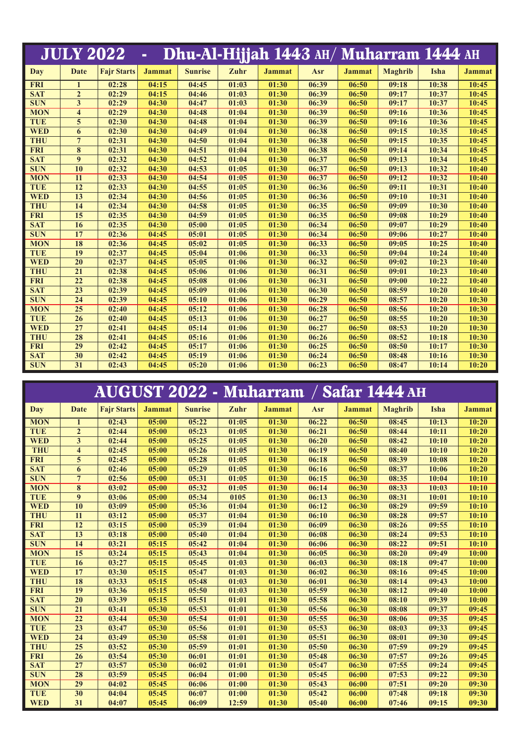## JULY 2022 - Dhu-Al-Hijjah 1443 AH/ Muharram 1444 AH

| Day | Date | Fajr Starts | Jammat | Sunrise | Zuhr | Jammat | Asr | Jammat | Maghrib | Isha | Jammat |
|---|---|---|---|---|---|---|---|---|---|---|---|
| FRI | 1 | 02:28 | 04:15 | 04:45 | 01:03 | 01:30 | 06:39 | 06:50 | 09:18 | 10:38 | 10:45 |
| SAT | 2 | 02:29 | 04:15 | 04:46 | 01:03 | 01:30 | 06:39 | 06:50 | 09:17 | 10:37 | 10:45 |
| SUN | 3 | 02:29 | 04:30 | 04:47 | 01:03 | 01:30 | 06:39 | 06:50 | 09:17 | 10:37 | 10:45 |
| MON | 4 | 02:29 | 04:30 | 04:48 | 01:04 | 01:30 | 06:39 | 06:50 | 09:16 | 10:36 | 10:45 |
| TUE | 5 | 02:30 | 04:30 | 04:48 | 01:04 | 01:30 | 06:39 | 06:50 | 09:16 | 10:36 | 10:45 |
| WED | 6 | 02:30 | 04:30 | 04:49 | 01:04 | 01:30 | 06:38 | 06:50 | 09:15 | 10:35 | 10:45 |
| THU | 7 | 02:31 | 04:30 | 04:50 | 01:04 | 01:30 | 06:38 | 06:50 | 09:15 | 10:35 | 10:45 |
| FRI | 8 | 02:31 | 04:30 | 04:51 | 01:04 | 01:30 | 06:38 | 06:50 | 09:14 | 10:34 | 10:45 |
| SAT | 9 | 02:32 | 04:30 | 04:52 | 01:04 | 01:30 | 06:37 | 06:50 | 09:13 | 10:34 | 10:45 |
| SUN | 10 | 02:32 | 04:30 | 04:53 | 01:05 | 01:30 | 06:37 | 06:50 | 09:13 | 10:32 | 10:40 |
| MON | 11 | 02:33 | 04:30 | 04:54 | 01:05 | 01:30 | 06:37 | 06:50 | 09:12 | 10:32 | 10:40 |
| TUE | 12 | 02:33 | 04:30 | 04:55 | 01:05 | 01:30 | 06:36 | 06:50 | 09:11 | 10:31 | 10:40 |
| WED | 13 | 02:34 | 04:30 | 04:56 | 01:05 | 01:30 | 06:36 | 06:50 | 09:10 | 10:31 | 10:40 |
| THU | 14 | 02:34 | 04:30 | 04:58 | 01:05 | 01:30 | 06:35 | 06:50 | 09:09 | 10:30 | 10:40 |
| FRI | 15 | 02:35 | 04:30 | 04:59 | 01:05 | 01:30 | 06:35 | 06:50 | 09:08 | 10:29 | 10:40 |
| SAT | 16 | 02:35 | 04:30 | 05:00 | 01:05 | 01:30 | 06:34 | 06:50 | 09:07 | 10:29 | 10:40 |
| SUN | 17 | 02:36 | 04:45 | 05:01 | 01:05 | 01:30 | 06:34 | 06:50 | 09:06 | 10:27 | 10:40 |
| MON | 18 | 02:36 | 04:45 | 05:02 | 01:05 | 01:30 | 06:33 | 06:50 | 09:05 | 10:25 | 10:40 |
| TUE | 19 | 02:37 | 04:45 | 05:04 | 01:06 | 01:30 | 06:33 | 06:50 | 09:04 | 10:24 | 10:40 |
| WED | 20 | 02:37 | 04:45 | 05:05 | 01:06 | 01:30 | 06:32 | 06:50 | 09:02 | 10:23 | 10:40 |
| THU | 21 | 02:38 | 04:45 | 05:06 | 01:06 | 01:30 | 06:31 | 06:50 | 09:01 | 10:23 | 10:40 |
| FRI | 22 | 02:38 | 04:45 | 05:08 | 01:06 | 01:30 | 06:31 | 06:50 | 09:00 | 10:22 | 10:40 |
| SAT | 23 | 02:39 | 04:45 | 05:09 | 01:06 | 01:30 | 06:30 | 06:50 | 08:59 | 10:20 | 10:40 |
| SUN | 24 | 02:39 | 04:45 | 05:10 | 01:06 | 01:30 | 06:29 | 06:50 | 08:57 | 10:20 | 10:30 |
| MON | 25 | 02:40 | 04:45 | 05:12 | 01:06 | 01:30 | 06:28 | 06:50 | 08:56 | 10:20 | 10:30 |
| TUE | 26 | 02:40 | 04:45 | 05:13 | 01:06 | 01:30 | 06:27 | 06:50 | 08:55 | 10:20 | 10:30 |
| WED | 27 | 02:41 | 04:45 | 05:14 | 01:06 | 01:30 | 06:27 | 06:50 | 08:53 | 10:20 | 10:30 |
| THU | 28 | 02:41 | 04:45 | 05:16 | 01:06 | 01:30 | 06:26 | 06:50 | 08:52 | 10:18 | 10:30 |
| FRI | 29 | 02:42 | 04:45 | 05:17 | 01:06 | 01:30 | 06:25 | 06:50 | 08:50 | 10:17 | 10:30 |
| SAT | 30 | 02:42 | 04:45 | 05:19 | 01:06 | 01:30 | 06:24 | 06:50 | 08:48 | 10:16 | 10:30 |
| SUN | 31 | 02:43 | 04:45 | 05:20 | 01:06 | 01:30 | 06:23 | 06:50 | 08:47 | 10:14 | 10:20 |

## AUGUST 2022 - Muharram / Safar 1444 AH

| Day | Date | Fajr Starts | Jammat | Sunrise | Zuhr | Jammat | Asr | Jammat | Maghrib | Isha | Jammat |
|---|---|---|---|---|---|---|---|---|---|---|---|
| MON | 1 | 02:43 | 05:00 | 05:22 | 01:05 | 01:30 | 06:22 | 06:50 | 08:45 | 10:13 | 10:20 |
| TUE | 2 | 02:44 | 05:00 | 05:23 | 01:05 | 01:30 | 06:21 | 06:50 | 08:44 | 10:11 | 10:20 |
| WED | 3 | 02:44 | 05:00 | 05:25 | 01:05 | 01:30 | 06:20 | 06:50 | 08:42 | 10:10 | 10:20 |
| THU | 4 | 02:45 | 05:00 | 05:26 | 01:05 | 01:30 | 06:19 | 06:50 | 08:40 | 10:10 | 10:20 |
| FRI | 5 | 02:45 | 05:00 | 05:28 | 01:05 | 01:30 | 06:18 | 06:50 | 08:39 | 10:08 | 10:20 |
| SAT | 6 | 02:46 | 05:00 | 05:29 | 01:05 | 01:30 | 06:16 | 06:50 | 08:37 | 10:06 | 10:20 |
| SUN | 7 | 02:56 | 05:00 | 05:31 | 01:05 | 01:30 | 06:15 | 06:30 | 08:35 | 10:04 | 10:10 |
| MON | 8 | 03:02 | 05:00 | 05:32 | 01:05 | 01:30 | 06:14 | 06:30 | 08:33 | 10:03 | 10:10 |
| TUE | 9 | 03:06 | 05:00 | 05:34 | 0105 | 01:30 | 06:13 | 06:30 | 08:31 | 10:01 | 10:10 |
| WED | 10 | 03:09 | 05:00 | 05:36 | 01:04 | 01:30 | 06:12 | 06:30 | 08:29 | 09:59 | 10:10 |
| THU | 11 | 03:12 | 05:00 | 05:37 | 01:04 | 01:30 | 06:10 | 06:30 | 08:28 | 09:57 | 10:10 |
| FRI | 12 | 03:15 | 05:00 | 05:39 | 01:04 | 01:30 | 06:09 | 06:30 | 08:26 | 09:55 | 10:10 |
| SAT | 13 | 03:18 | 05:00 | 05:40 | 01:04 | 01:30 | 06:08 | 06:30 | 08:24 | 09:53 | 10:10 |
| SUN | 14 | 03:21 | 05:15 | 05:42 | 01:04 | 01:30 | 06:06 | 06:30 | 08:22 | 09:51 | 10:10 |
| MON | 15 | 03:24 | 05:15 | 05:43 | 01:04 | 01:30 | 06:05 | 06:30 | 08:20 | 09:49 | 10:00 |
| TUE | 16 | 03:27 | 05:15 | 05:45 | 01:03 | 01:30 | 06:03 | 06:30 | 08:18 | 09:47 | 10:00 |
| WED | 17 | 03:30 | 05:15 | 05:47 | 01:03 | 01:30 | 06:02 | 06:30 | 08:16 | 09:45 | 10:00 |
| THU | 18 | 03:33 | 05:15 | 05:48 | 01:03 | 01:30 | 06:01 | 06:30 | 08:14 | 09:43 | 10:00 |
| FRI | 19 | 03:36 | 05:15 | 05:50 | 01:03 | 01:30 | 05:59 | 06:30 | 08:12 | 09:40 | 10:00 |
| SAT | 20 | 03:39 | 05:15 | 05:51 | 01:01 | 01:30 | 05:58 | 06:30 | 08:10 | 09:39 | 10:00 |
| SUN | 21 | 03:41 | 05:30 | 05:53 | 01:01 | 01:30 | 05:56 | 06:30 | 08:08 | 09:37 | 09:45 |
| MON | 22 | 03:44 | 05:30 | 05:54 | 01:01 | 01:30 | 05:55 | 06:30 | 08:06 | 09:35 | 09:45 |
| TUE | 23 | 03:47 | 05:30 | 05:56 | 01:01 | 01:30 | 05:53 | 06:30 | 08:03 | 09:33 | 09:45 |
| WED | 24 | 03:49 | 05:30 | 05:58 | 01:01 | 01:30 | 05:51 | 06:30 | 08:01 | 09:30 | 09:45 |
| THU | 25 | 03:52 | 05:30 | 05:59 | 01:01 | 01:30 | 05:50 | 06:30 | 07:59 | 09:29 | 09:45 |
| FRI | 26 | 03:54 | 05:30 | 06:01 | 01:01 | 01:30 | 05:48 | 06:30 | 07:57 | 09:26 | 09:45 |
| SAT | 27 | 03:57 | 05:30 | 06:02 | 01:01 | 01:30 | 05:47 | 06:30 | 07:55 | 09:24 | 09:45 |
| SUN | 28 | 03:59 | 05:45 | 06:04 | 01:00 | 01:30 | 05:45 | 06:00 | 07:53 | 09:22 | 09:30 |
| MON | 29 | 04:02 | 05:45 | 06:06 | 01:00 | 01:30 | 05:43 | 06:00 | 07:51 | 09:20 | 09:30 |
| TUE | 30 | 04:04 | 05:45 | 06:07 | 01:00 | 01:30 | 05:42 | 06:00 | 07:48 | 09:18 | 09:30 |
| WED | 31 | 04:07 | 05:45 | 06:09 | 12:59 | 01:30 | 05:40 | 06:00 | 07:46 | 09:15 | 09:30 |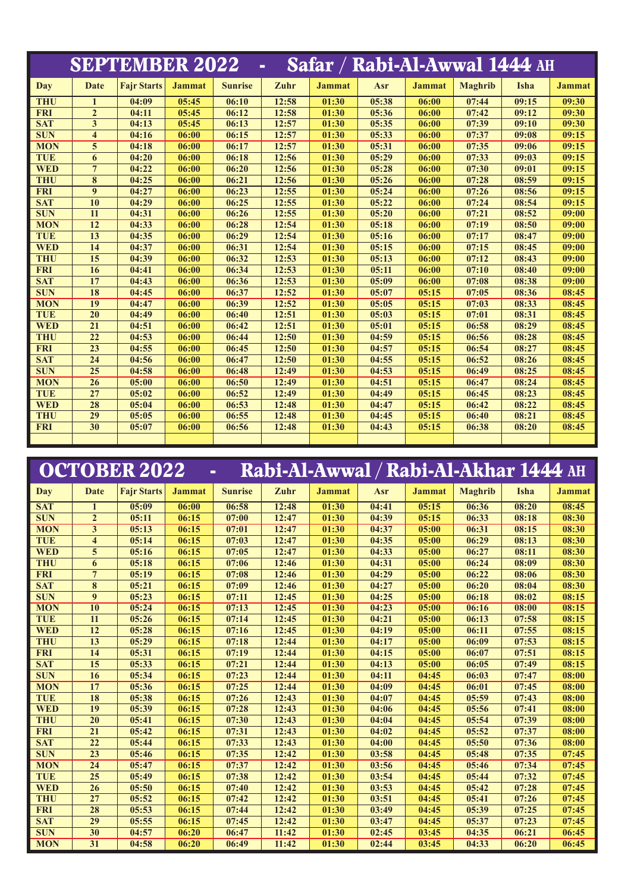## SEPTEMBER 2022 - Safar / Rabi-Al-Awwal 1444 AH

| Day | Date | Fajr Starts | Jammat | Sunrise | Zuhr | Jammat | Asr | Jammat | Maghrib | Isha | Jammat |
|---|---|---|---|---|---|---|---|---|---|---|---|
| THU | 1 | 04:09 | 05:45 | 06:10 | 12:58 | 01:30 | 05:38 | 06:00 | 07:44 | 09:15 | 09:30 |
| FRI | 2 | 04:11 | 05:45 | 06:12 | 12:58 | 01:30 | 05:36 | 06:00 | 07:42 | 09:12 | 09:30 |
| SAT | 3 | 04:13 | 05:45 | 06:13 | 12:57 | 01:30 | 05:35 | 06:00 | 07:39 | 09:10 | 09:30 |
| SUN | 4 | 04:16 | 06:00 | 06:15 | 12:57 | 01:30 | 05:33 | 06:00 | 07:37 | 09:08 | 09:15 |
| MON | 5 | 04:18 | 06:00 | 06:17 | 12:57 | 01:30 | 05:31 | 06:00 | 07:35 | 09:06 | 09:15 |
| TUE | 6 | 04:20 | 06:00 | 06:18 | 12:56 | 01:30 | 05:29 | 06:00 | 07:33 | 09:03 | 09:15 |
| WED | 7 | 04:22 | 06:00 | 06:20 | 12:56 | 01:30 | 05:28 | 06:00 | 07:30 | 09:01 | 09:15 |
| THU | 8 | 04:25 | 06:00 | 06:21 | 12:56 | 01:30 | 05:26 | 06:00 | 07:28 | 08:59 | 09:15 |
| FRI | 9 | 04:27 | 06:00 | 06:23 | 12:55 | 01:30 | 05:24 | 06:00 | 07:26 | 08:56 | 09:15 |
| SAT | 10 | 04:29 | 06:00 | 06:25 | 12:55 | 01:30 | 05:22 | 06:00 | 07:24 | 08:54 | 09:15 |
| SUN | 11 | 04:31 | 06:00 | 06:26 | 12:55 | 01:30 | 05:20 | 06:00 | 07:21 | 08:52 | 09:00 |
| MON | 12 | 04:33 | 06:00 | 06:28 | 12:54 | 01:30 | 05:18 | 06:00 | 07:19 | 08:50 | 09:00 |
| TUE | 13 | 04:35 | 06:00 | 06:29 | 12:54 | 01:30 | 05:16 | 06:00 | 07:17 | 08:47 | 09:00 |
| WED | 14 | 04:37 | 06:00 | 06:31 | 12:54 | 01:30 | 05:15 | 06:00 | 07:15 | 08:45 | 09:00 |
| THU | 15 | 04:39 | 06:00 | 06:32 | 12:53 | 01:30 | 05:13 | 06:00 | 07:12 | 08:43 | 09:00 |
| FRI | 16 | 04:41 | 06:00 | 06:34 | 12:53 | 01:30 | 05:11 | 06:00 | 07:10 | 08:40 | 09:00 |
| SAT | 17 | 04:43 | 06:00 | 06:36 | 12:53 | 01:30 | 05:09 | 06:00 | 07:08 | 08:38 | 09:00 |
| SUN | 18 | 04:45 | 06:00 | 06:37 | 12:52 | 01:30 | 05:07 | 05:15 | 07:05 | 08:36 | 08:45 |
| MON | 19 | 04:47 | 06:00 | 06:39 | 12:52 | 01:30 | 05:05 | 05:15 | 07:03 | 08:33 | 08:45 |
| TUE | 20 | 04:49 | 06:00 | 06:40 | 12:51 | 01:30 | 05:03 | 05:15 | 07:01 | 08:31 | 08:45 |
| WED | 21 | 04:51 | 06:00 | 06:42 | 12:51 | 01:30 | 05:01 | 05:15 | 06:58 | 08:29 | 08:45 |
| THU | 22 | 04:53 | 06:00 | 06:44 | 12:50 | 01:30 | 04:59 | 05:15 | 06:56 | 08:28 | 08:45 |
| FRI | 23 | 04:55 | 06:00 | 06:45 | 12:50 | 01:30 | 04:57 | 05:15 | 06:54 | 08:27 | 08:45 |
| SAT | 24 | 04:56 | 06:00 | 06:47 | 12:50 | 01:30 | 04:55 | 05:15 | 06:52 | 08:26 | 08:45 |
| SUN | 25 | 04:58 | 06:00 | 06:48 | 12:49 | 01:30 | 04:53 | 05:15 | 06:49 | 08:25 | 08:45 |
| MON | 26 | 05:00 | 06:00 | 06:50 | 12:49 | 01:30 | 04:51 | 05:15 | 06:47 | 08:24 | 08:45 |
| TUE | 27 | 05:02 | 06:00 | 06:52 | 12:49 | 01:30 | 04:49 | 05:15 | 06:45 | 08:23 | 08:45 |
| WED | 28 | 05:04 | 06:00 | 06:53 | 12:48 | 01:30 | 04:47 | 05:15 | 06:42 | 08:22 | 08:45 |
| THU | 29 | 05:05 | 06:00 | 06:55 | 12:48 | 01:30 | 04:45 | 05:15 | 06:40 | 08:21 | 08:45 |
| FRI | 30 | 05:07 | 06:00 | 06:56 | 12:48 | 01:30 | 04:43 | 05:15 | 06:38 | 08:20 | 08:45 |

## OCTOBER 2022 - Rabi-Al-Awwal / Rabi-Al-Akhar 1444 AH

| Day | Date | Fajr Starts | Jammat | Sunrise | Zuhr | Jammat | Asr | Jammat | Maghrib | Isha | Jammat |
|---|---|---|---|---|---|---|---|---|---|---|---|
| SAT | 1 | 05:09 | 06:00 | 06:58 | 12:48 | 01:30 | 04:41 | 05:15 | 06:36 | 08:20 | 08:45 |
| SUN | 2 | 05:11 | 06:15 | 07:00 | 12:47 | 01:30 | 04:39 | 05:15 | 06:33 | 08:18 | 08:30 |
| MON | 3 | 05:13 | 06:15 | 07:01 | 12:47 | 01:30 | 04:37 | 05:00 | 06:31 | 08:15 | 08:30 |
| TUE | 4 | 05:14 | 06:15 | 07:03 | 12:47 | 01:30 | 04:35 | 05:00 | 06:29 | 08:13 | 08:30 |
| WED | 5 | 05:16 | 06:15 | 07:05 | 12:47 | 01:30 | 04:33 | 05:00 | 06:27 | 08:11 | 08:30 |
| THU | 6 | 05:18 | 06:15 | 07:06 | 12:46 | 01:30 | 04:31 | 05:00 | 06:24 | 08:09 | 08:30 |
| FRI | 7 | 05:19 | 06:15 | 07:08 | 12:46 | 01:30 | 04:29 | 05:00 | 06:22 | 08:06 | 08:30 |
| SAT | 8 | 05:21 | 06:15 | 07:09 | 12:46 | 01:30 | 04:27 | 05:00 | 06:20 | 08:04 | 08:30 |
| SUN | 9 | 05:23 | 06:15 | 07:11 | 12:45 | 01:30 | 04:25 | 05:00 | 06:18 | 08:02 | 08:15 |
| MON | 10 | 05:24 | 06:15 | 07:13 | 12:45 | 01:30 | 04:23 | 05:00 | 06:16 | 08:00 | 08:15 |
| TUE | 11 | 05:26 | 06:15 | 07:14 | 12:45 | 01:30 | 04:21 | 05:00 | 06:13 | 07:58 | 08:15 |
| WED | 12 | 05:28 | 06:15 | 07:16 | 12:45 | 01:30 | 04:19 | 05:00 | 06:11 | 07:55 | 08:15 |
| THU | 13 | 05:29 | 06:15 | 07:18 | 12:44 | 01:30 | 04:17 | 05:00 | 06:09 | 07:53 | 08:15 |
| FRI | 14 | 05:31 | 06:15 | 07:19 | 12:44 | 01:30 | 04:15 | 05:00 | 06:07 | 07:51 | 08:15 |
| SAT | 15 | 05:33 | 06:15 | 07:21 | 12:44 | 01:30 | 04:13 | 05:00 | 06:05 | 07:49 | 08:15 |
| SUN | 16 | 05:34 | 06:15 | 07:23 | 12:44 | 01:30 | 04:11 | 04:45 | 06:03 | 07:47 | 08:00 |
| MON | 17 | 05:36 | 06:15 | 07:25 | 12:44 | 01:30 | 04:09 | 04:45 | 06:01 | 07:45 | 08:00 |
| TUE | 18 | 05:38 | 06:15 | 07:26 | 12:43 | 01:30 | 04:07 | 04:45 | 05:59 | 07:43 | 08:00 |
| WED | 19 | 05:39 | 06:15 | 07:28 | 12:43 | 01:30 | 04:06 | 04:45 | 05:56 | 07:41 | 08:00 |
| THU | 20 | 05:41 | 06:15 | 07:30 | 12:43 | 01:30 | 04:04 | 04:45 | 05:54 | 07:39 | 08:00 |
| FRI | 21 | 05:42 | 06:15 | 07:31 | 12:43 | 01:30 | 04:02 | 04:45 | 05:52 | 07:37 | 08:00 |
| SAT | 22 | 05:44 | 06:15 | 07:33 | 12:43 | 01:30 | 04:00 | 04:45 | 05:50 | 07:36 | 08:00 |
| SUN | 23 | 05:46 | 06:15 | 07:35 | 12:42 | 01:30 | 03:58 | 04:45 | 05:48 | 07:35 | 07:45 |
| MON | 24 | 05:47 | 06:15 | 07:37 | 12:42 | 01:30 | 03:56 | 04:45 | 05:46 | 07:34 | 07:45 |
| TUE | 25 | 05:49 | 06:15 | 07:38 | 12:42 | 01:30 | 03:54 | 04:45 | 05:44 | 07:32 | 07:45 |
| WED | 26 | 05:50 | 06:15 | 07:40 | 12:42 | 01:30 | 03:53 | 04:45 | 05:42 | 07:28 | 07:45 |
| THU | 27 | 05:52 | 06:15 | 07:42 | 12:42 | 01:30 | 03:51 | 04:45 | 05:41 | 07:26 | 07:45 |
| FRI | 28 | 05:53 | 06:15 | 07:44 | 12:42 | 01:30 | 03:49 | 04:45 | 05:39 | 07:25 | 07:45 |
| SAT | 29 | 05:55 | 06:15 | 07:45 | 12:42 | 01:30 | 03:47 | 04:45 | 05:37 | 07:23 | 07:45 |
| SUN | 30 | 04:57 | 06:20 | 06:47 | 11:42 | 01:30 | 02:45 | 03:45 | 04:35 | 06:21 | 06:45 |
| MON | 31 | 04:58 | 06:20 | 06:49 | 11:42 | 01:30 | 02:44 | 03:45 | 04:33 | 06:20 | 06:45 |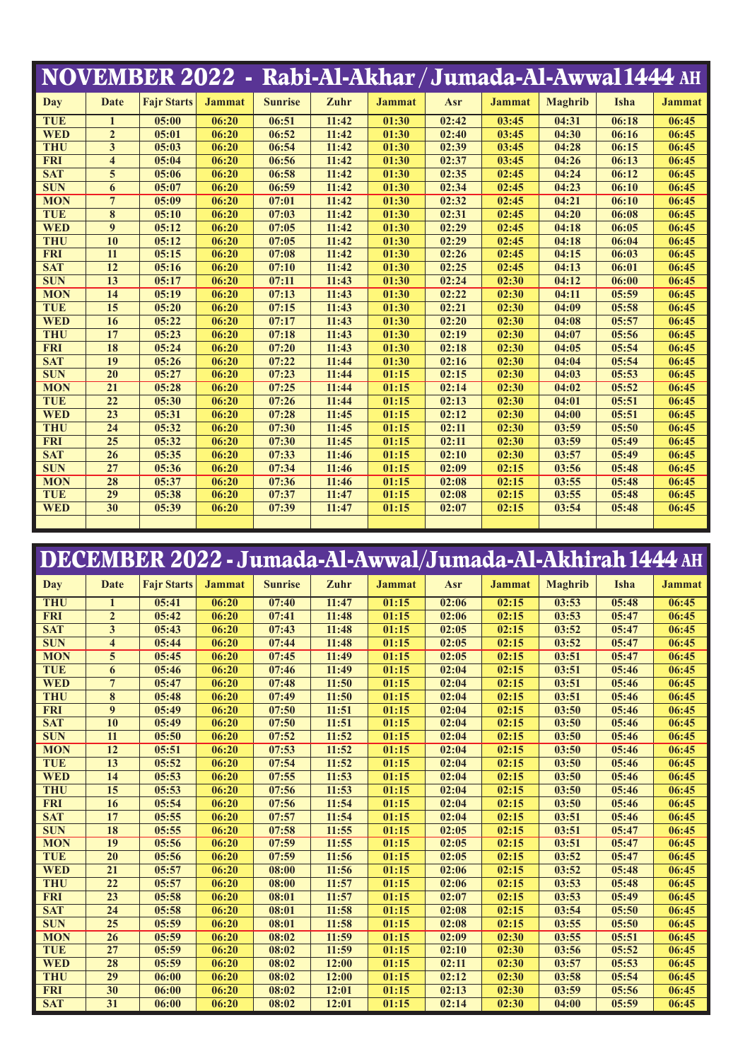## NOVEMBER 2022 - Rabi-Al-Akhar / Jumada-Al-Awwal 1444 AH

| Day | Date | Fajr Starts | Jammat | Sunrise | Zuhr | Jammat | Asr | Jammat | Maghrib | Isha | Jammat |
|---|---|---|---|---|---|---|---|---|---|---|---|
| TUE | 1 | 05:00 | 06:20 | 06:51 | 11:42 | 01:30 | 02:42 | 03:45 | 04:31 | 06:18 | 06:45 |
| WED | 2 | 05:01 | 06:20 | 06:52 | 11:42 | 01:30 | 02:40 | 03:45 | 04:30 | 06:16 | 06:45 |
| THU | 3 | 05:03 | 06:20 | 06:54 | 11:42 | 01:30 | 02:39 | 03:45 | 04:28 | 06:15 | 06:45 |
| FRI | 4 | 05:04 | 06:20 | 06:56 | 11:42 | 01:30 | 02:37 | 03:45 | 04:26 | 06:13 | 06:45 |
| SAT | 5 | 05:06 | 06:20 | 06:58 | 11:42 | 01:30 | 02:35 | 02:45 | 04:24 | 06:12 | 06:45 |
| SUN | 6 | 05:07 | 06:20 | 06:59 | 11:42 | 01:30 | 02:34 | 02:45 | 04:23 | 06:10 | 06:45 |
| MON | 7 | 05:09 | 06:20 | 07:01 | 11:42 | 01:30 | 02:32 | 02:45 | 04:21 | 06:10 | 06:45 |
| TUE | 8 | 05:10 | 06:20 | 07:03 | 11:42 | 01:30 | 02:31 | 02:45 | 04:20 | 06:08 | 06:45 |
| WED | 9 | 05:12 | 06:20 | 07:05 | 11:42 | 01:30 | 02:29 | 02:45 | 04:18 | 06:05 | 06:45 |
| THU | 10 | 05:12 | 06:20 | 07:05 | 11:42 | 01:30 | 02:29 | 02:45 | 04:18 | 06:04 | 06:45 |
| FRI | 11 | 05:15 | 06:20 | 07:08 | 11:42 | 01:30 | 02:26 | 02:45 | 04:15 | 06:03 | 06:45 |
| SAT | 12 | 05:16 | 06:20 | 07:10 | 11:42 | 01:30 | 02:25 | 02:45 | 04:13 | 06:01 | 06:45 |
| SUN | 13 | 05:17 | 06:20 | 07:11 | 11:43 | 01:30 | 02:24 | 02:30 | 04:12 | 06:00 | 06:45 |
| MON | 14 | 05:19 | 06:20 | 07:13 | 11:43 | 01:30 | 02:22 | 02:30 | 04:11 | 05:59 | 06:45 |
| TUE | 15 | 05:20 | 06:20 | 07:15 | 11:43 | 01:30 | 02:21 | 02:30 | 04:09 | 05:58 | 06:45 |
| WED | 16 | 05:22 | 06:20 | 07:17 | 11:43 | 01:30 | 02:20 | 02:30 | 04:08 | 05:57 | 06:45 |
| THU | 17 | 05:23 | 06:20 | 07:18 | 11:43 | 01:30 | 02:19 | 02:30 | 04:07 | 05:56 | 06:45 |
| FRI | 18 | 05:24 | 06:20 | 07:20 | 11:43 | 01:30 | 02:18 | 02:30 | 04:05 | 05:54 | 06:45 |
| SAT | 19 | 05:26 | 06:20 | 07:22 | 11:44 | 01:30 | 02:16 | 02:30 | 04:04 | 05:54 | 06:45 |
| SUN | 20 | 05:27 | 06:20 | 07:23 | 11:44 | 01:15 | 02:15 | 02:30 | 04:03 | 05:53 | 06:45 |
| MON | 21 | 05:28 | 06:20 | 07:25 | 11:44 | 01:15 | 02:14 | 02:30 | 04:02 | 05:52 | 06:45 |
| TUE | 22 | 05:30 | 06:20 | 07:26 | 11:44 | 01:15 | 02:13 | 02:30 | 04:01 | 05:51 | 06:45 |
| WED | 23 | 05:31 | 06:20 | 07:28 | 11:45 | 01:15 | 02:12 | 02:30 | 04:00 | 05:51 | 06:45 |
| THU | 24 | 05:32 | 06:20 | 07:30 | 11:45 | 01:15 | 02:11 | 02:30 | 03:59 | 05:50 | 06:45 |
| FRI | 25 | 05:32 | 06:20 | 07:30 | 11:45 | 01:15 | 02:11 | 02:30 | 03:59 | 05:49 | 06:45 |
| SAT | 26 | 05:35 | 06:20 | 07:33 | 11:46 | 01:15 | 02:10 | 02:30 | 03:57 | 05:49 | 06:45 |
| SUN | 27 | 05:36 | 06:20 | 07:34 | 11:46 | 01:15 | 02:09 | 02:15 | 03:56 | 05:48 | 06:45 |
| MON | 28 | 05:37 | 06:20 | 07:36 | 11:46 | 01:15 | 02:08 | 02:15 | 03:55 | 05:48 | 06:45 |
| TUE | 29 | 05:38 | 06:20 | 07:37 | 11:47 | 01:15 | 02:08 | 02:15 | 03:55 | 05:48 | 06:45 |
| WED | 30 | 05:39 | 06:20 | 07:39 | 11:47 | 01:15 | 02:07 | 02:15 | 03:54 | 05:48 | 06:45 |

## DECEMBER 2022 - Jumada-Al-Awwal/Jumada-Al-Akhirah 1444 AH

| Day | Date | Fajr Starts | Jammat | Sunrise | Zuhr | Jammat | Asr | Jammat | Maghrib | Isha | Jammat |
|---|---|---|---|---|---|---|---|---|---|---|---|
| THU | 1 | 05:41 | 06:20 | 07:40 | 11:47 | 01:15 | 02:06 | 02:15 | 03:53 | 05:48 | 06:45 |
| FRI | 2 | 05:42 | 06:20 | 07:41 | 11:48 | 01:15 | 02:06 | 02:15 | 03:53 | 05:47 | 06:45 |
| SAT | 3 | 05:43 | 06:20 | 07:43 | 11:48 | 01:15 | 02:05 | 02:15 | 03:52 | 05:47 | 06:45 |
| SUN | 4 | 05:44 | 06:20 | 07:44 | 11:48 | 01:15 | 02:05 | 02:15 | 03:52 | 05:47 | 06:45 |
| MON | 5 | 05:45 | 06:20 | 07:45 | 11:49 | 01:15 | 02:05 | 02:15 | 03:51 | 05:47 | 06:45 |
| TUE | 6 | 05:46 | 06:20 | 07:46 | 11:49 | 01:15 | 02:04 | 02:15 | 03:51 | 05:46 | 06:45 |
| WED | 7 | 05:47 | 06:20 | 07:48 | 11:50 | 01:15 | 02:04 | 02:15 | 03:51 | 05:46 | 06:45 |
| THU | 8 | 05:48 | 06:20 | 07:49 | 11:50 | 01:15 | 02:04 | 02:15 | 03:51 | 05:46 | 06:45 |
| FRI | 9 | 05:49 | 06:20 | 07:50 | 11:51 | 01:15 | 02:04 | 02:15 | 03:50 | 05:46 | 06:45 |
| SAT | 10 | 05:49 | 06:20 | 07:50 | 11:51 | 01:15 | 02:04 | 02:15 | 03:50 | 05:46 | 06:45 |
| SUN | 11 | 05:50 | 06:20 | 07:52 | 11:52 | 01:15 | 02:04 | 02:15 | 03:50 | 05:46 | 06:45 |
| MON | 12 | 05:51 | 06:20 | 07:53 | 11:52 | 01:15 | 02:04 | 02:15 | 03:50 | 05:46 | 06:45 |
| TUE | 13 | 05:52 | 06:20 | 07:54 | 11:52 | 01:15 | 02:04 | 02:15 | 03:50 | 05:46 | 06:45 |
| WED | 14 | 05:53 | 06:20 | 07:55 | 11:53 | 01:15 | 02:04 | 02:15 | 03:50 | 05:46 | 06:45 |
| THU | 15 | 05:53 | 06:20 | 07:56 | 11:53 | 01:15 | 02:04 | 02:15 | 03:50 | 05:46 | 06:45 |
| FRI | 16 | 05:54 | 06:20 | 07:56 | 11:54 | 01:15 | 02:04 | 02:15 | 03:50 | 05:46 | 06:45 |
| SAT | 17 | 05:55 | 06:20 | 07:57 | 11:54 | 01:15 | 02:04 | 02:15 | 03:51 | 05:46 | 06:45 |
| SUN | 18 | 05:55 | 06:20 | 07:58 | 11:55 | 01:15 | 02:05 | 02:15 | 03:51 | 05:47 | 06:45 |
| MON | 19 | 05:56 | 06:20 | 07:59 | 11:55 | 01:15 | 02:05 | 02:15 | 03:51 | 05:47 | 06:45 |
| TUE | 20 | 05:56 | 06:20 | 07:59 | 11:56 | 01:15 | 02:05 | 02:15 | 03:52 | 05:47 | 06:45 |
| WED | 21 | 05:57 | 06:20 | 08:00 | 11:56 | 01:15 | 02:06 | 02:15 | 03:52 | 05:48 | 06:45 |
| THU | 22 | 05:57 | 06:20 | 08:00 | 11:57 | 01:15 | 02:06 | 02:15 | 03:53 | 05:48 | 06:45 |
| FRI | 23 | 05:58 | 06:20 | 08:01 | 11:57 | 01:15 | 02:07 | 02:15 | 03:53 | 05:49 | 06:45 |
| SAT | 24 | 05:58 | 06:20 | 08:01 | 11:58 | 01:15 | 02:08 | 02:15 | 03:54 | 05:50 | 06:45 |
| SUN | 25 | 05:59 | 06:20 | 08:01 | 11:58 | 01:15 | 02:08 | 02:15 | 03:55 | 05:50 | 06:45 |
| MON | 26 | 05:59 | 06:20 | 08:02 | 11:59 | 01:15 | 02:09 | 02:30 | 03:55 | 05:51 | 06:45 |
| TUE | 27 | 05:59 | 06:20 | 08:02 | 11:59 | 01:15 | 02:10 | 02:30 | 03:56 | 05:52 | 06:45 |
| WED | 28 | 05:59 | 06:20 | 08:02 | 12:00 | 01:15 | 02:11 | 02:30 | 03:57 | 05:53 | 06:45 |
| THU | 29 | 06:00 | 06:20 | 08:02 | 12:00 | 01:15 | 02:12 | 02:30 | 03:58 | 05:54 | 06:45 |
| FRI | 30 | 06:00 | 06:20 | 08:02 | 12:01 | 01:15 | 02:13 | 02:30 | 03:59 | 05:56 | 06:45 |
| SAT | 31 | 06:00 | 06:20 | 08:02 | 12:01 | 01:15 | 02:14 | 02:30 | 04:00 | 05:59 | 06:45 |